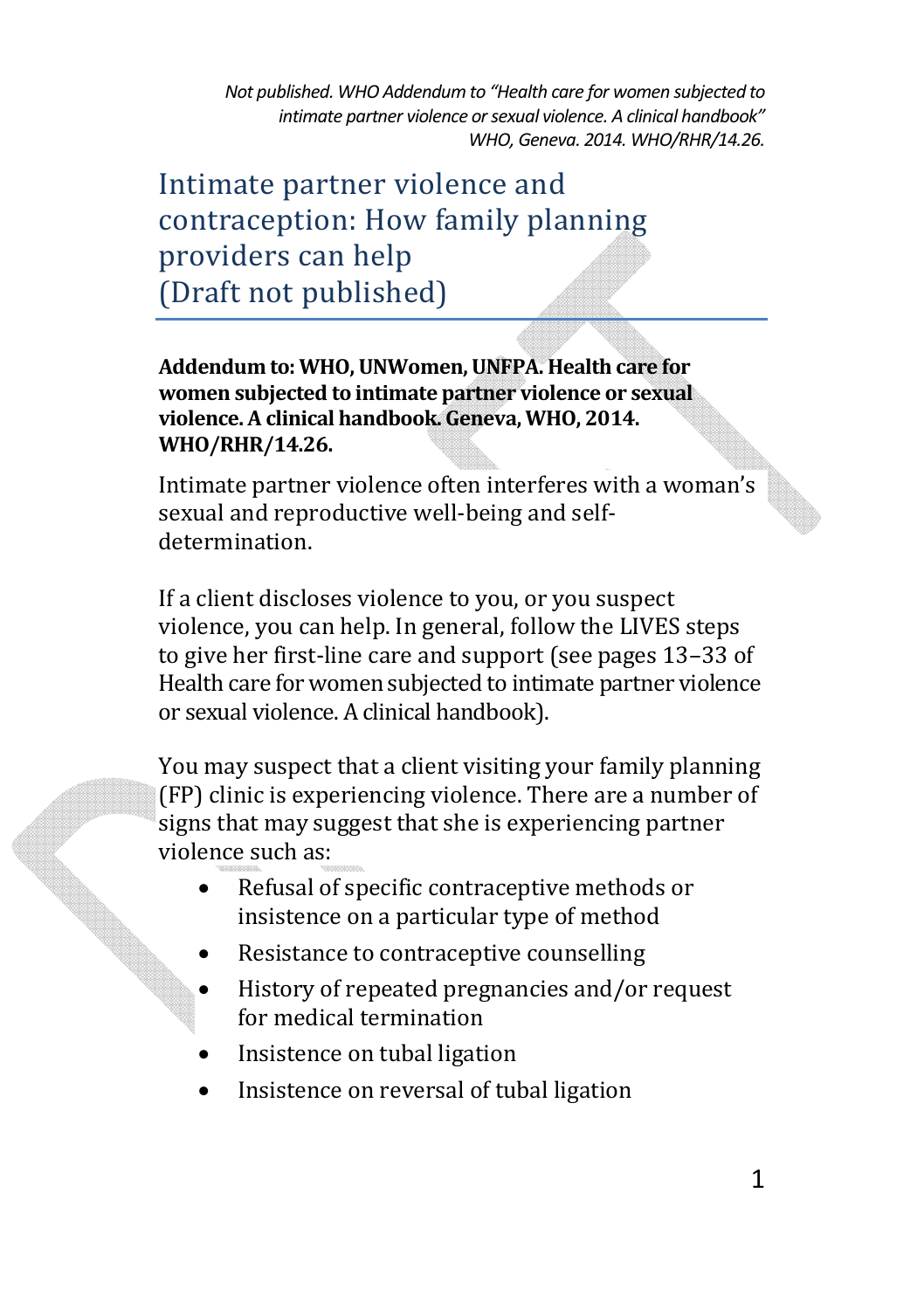*Not published. WHO Addendum to "Health care for women subjected to intimate partner violence or sexual violence. A clinical handbook" WHO, Geneva. 2014. WHO/RHR/14.26.*

# Intimate partner violence and contraception: How family planning providers can help (Draft not published)

**Addendum to: WHO, UNWomen, UNFPA. Health care for women subjected to intimate partner violence or sexual violence. A clinical handbook. Geneva, WHO, 2014. WHO/RHR/14.26.**

Intimate partner violence often interferes with a woman's sexual and reproductive well-being and self-determination.

If a client discloses violence to you, or you suspect violence, you can help. In general, follow the LIVES steps to give her first-line care and support (see pages 13–33 of Health care for women subjected to intimate partner violence or sexual violence. A clinical handbook).

You may suspect that a client visiting your family planning (FP) clinic is experiencing violence. There are a number of signs that may suggest that she is experiencing partner violence such as:

- Refusal of specific contraceptive methods or insistence on a particular type of method
- Resistance to contraceptive counselling
- History of repeated pregnancies and/or request for medical termination
- Insistence on tubal ligation
- Insistence on reversal of tubal ligation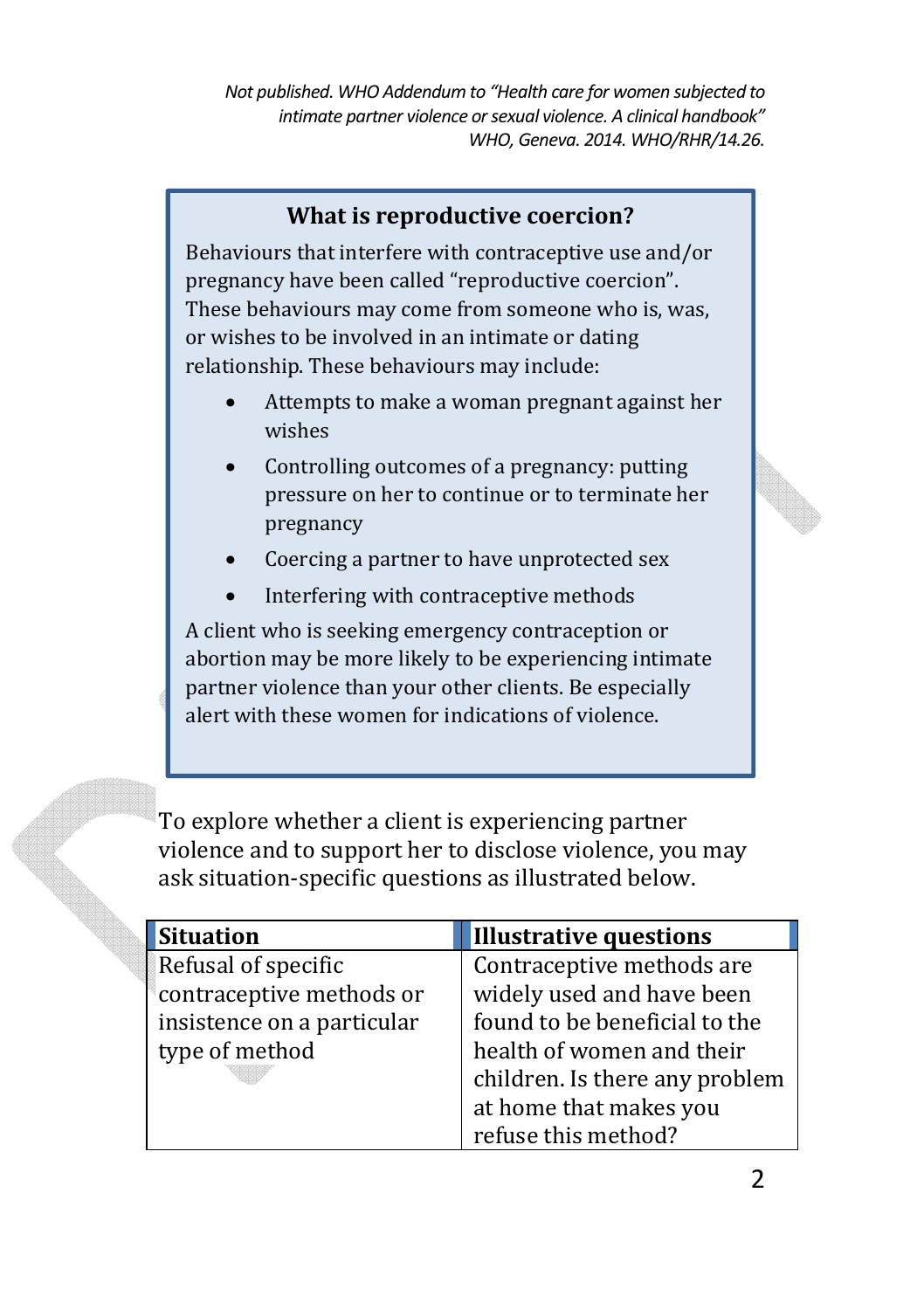*Not published. WHO Addendum to "Health care for women subjected to intimate partner violence or sexual violence. A clinical handbook" WHO, Geneva. 2014. WHO/RHR/14.26.*

## What is reproductive coercion?

Behaviours that interfere with contraceptive use and/or pregnancy have been called "reproductive coercion". These behaviours may come from someone who is, was, or wishes to be involved in an intimate or dating relationship. These behaviours may include:

- Attempts to make a woman pregnant against her wishes
- Controlling outcomes of a pregnancy: putting pressure on her to continue or to terminate her pregnancy
- Coercing a partner to have unprotected sex
- Interfering with contraceptive methods

A client who is seeking emergency contraception or abortion may be more likely to be experiencing intimate partner violence than your other clients. Be especially alert with these women for indications of violence.

To explore whether a client is experiencing partner violence and to support her to disclose violence, you may ask situation-specific questions as illustrated below.

| Situation | Illustrative questions |
|---|---|
| Refusal of specific contraceptive methods or insistence on a particular type of method | Contraceptive methods are widely used and have been found to be beneficial to the health of women and their children. Is there any problem at home that makes you refuse this method? |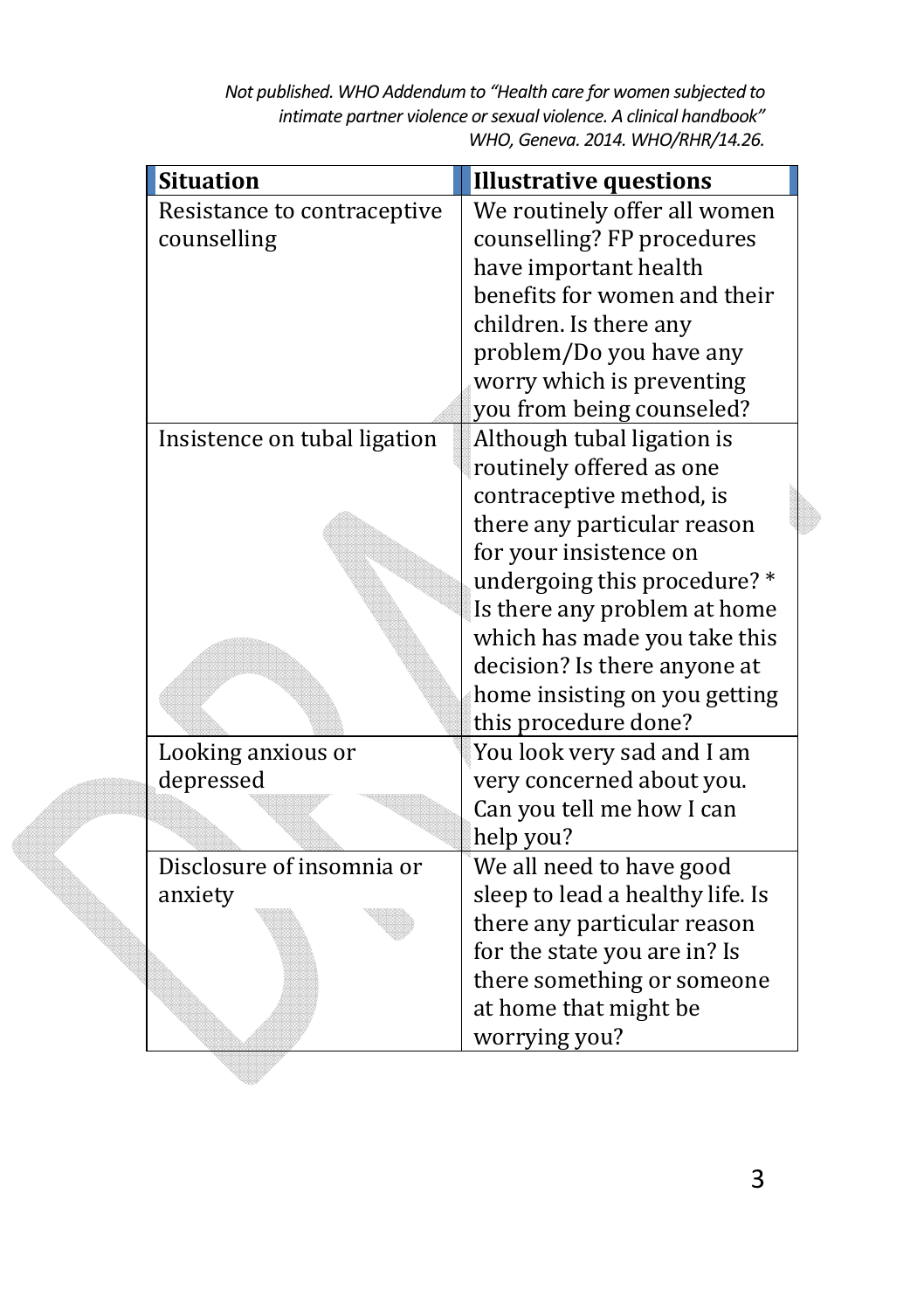| Situation | Illustrative questions |
|---|---|
| Resistance to contraceptive counselling | We routinely offer all women counselling? FP procedures have important health benefits for women and their children. Is there any problem/Do you have any worry which is preventing you from being counseled? |
| Insistence on tubal ligation | Although tubal ligation is routinely offered as one contraceptive method, is there any particular reason for your insistence on undergoing this procedure? * Is there any problem at home which has made you take this decision? Is there anyone at home insisting on you getting this procedure done? |
| Looking anxious or depressed | You look very sad and I am very concerned about you. Can you tell me how I can help you? |
| Disclosure of insomnia or anxiety | We all need to have good sleep to lead a healthy life. Is there any particular reason for the state you are in? Is there something or someone at home that might be worrying you? |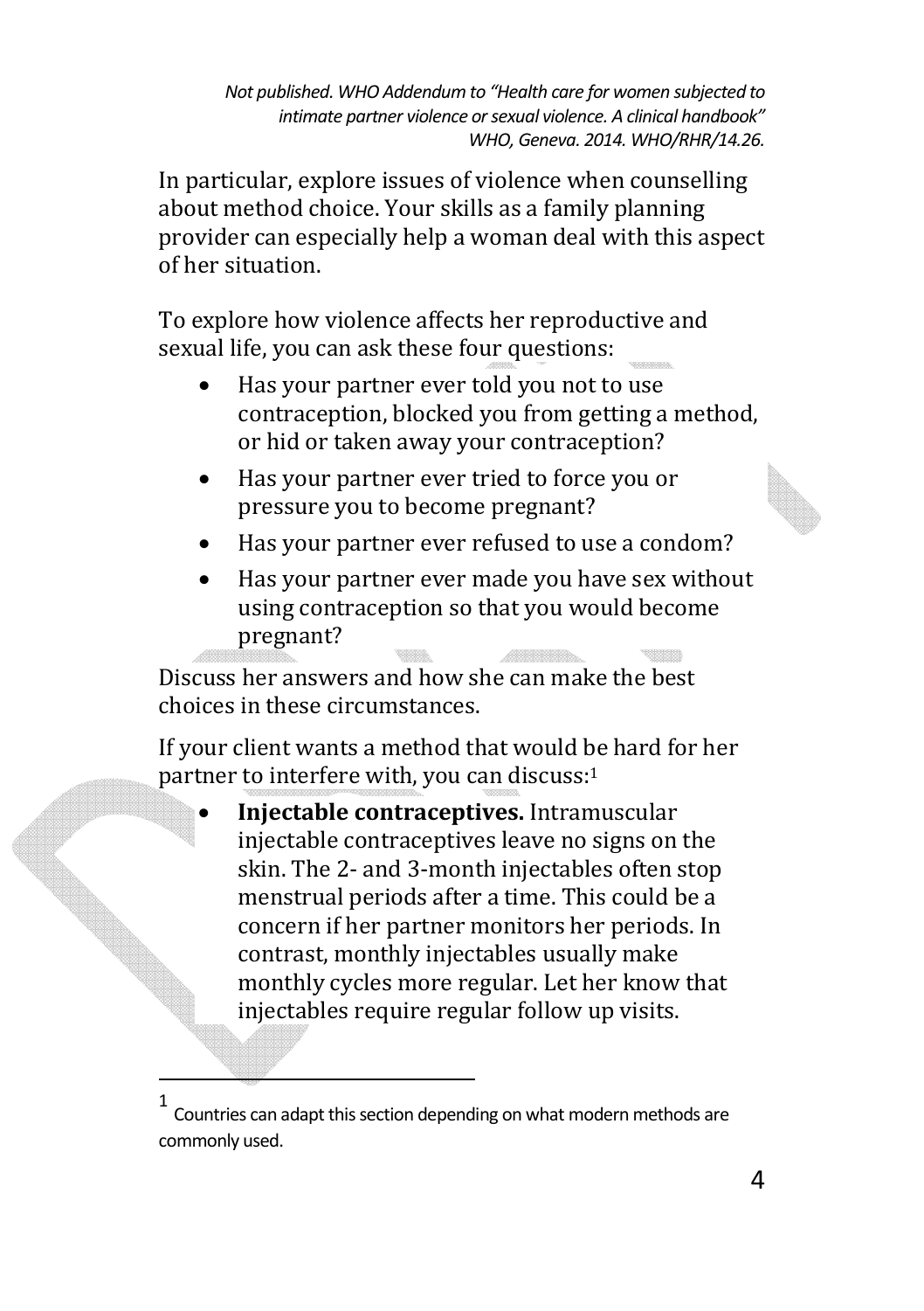In particular, explore issues of violence when counselling about method choice. Your skills as a family planning provider can especially help a woman deal with this aspect of her situation.

To explore how violence affects her reproductive and sexual life, you can ask these four questions:

- Has your partner ever told you not to use contraception, blocked you from getting a method, or hid or taken away your contraception?
- Has your partner ever tried to force you or pressure you to become pregnant?
- Has your partner ever refused to use a condom?
- Has your partner ever made you have sex without using contraception so that you would become pregnant?

Discuss her answers and how she can make the best choices in these circumstances.

If your client wants a method that would be hard for her partner to interfere with, you can discuss:[1]

- **Injectable contraceptives.** Intramuscular injectable contraceptives leave no signs on the skin. The 2- and 3-month injectables often stop menstrual periods after a time. This could be a concern if her partner monitors her periods. In contrast, monthly injectables usually make monthly cycles more regular. Let her know that injectables require regular follow up visits.

---

[1] Countries can adapt this section depending on what modern methods are commonly used.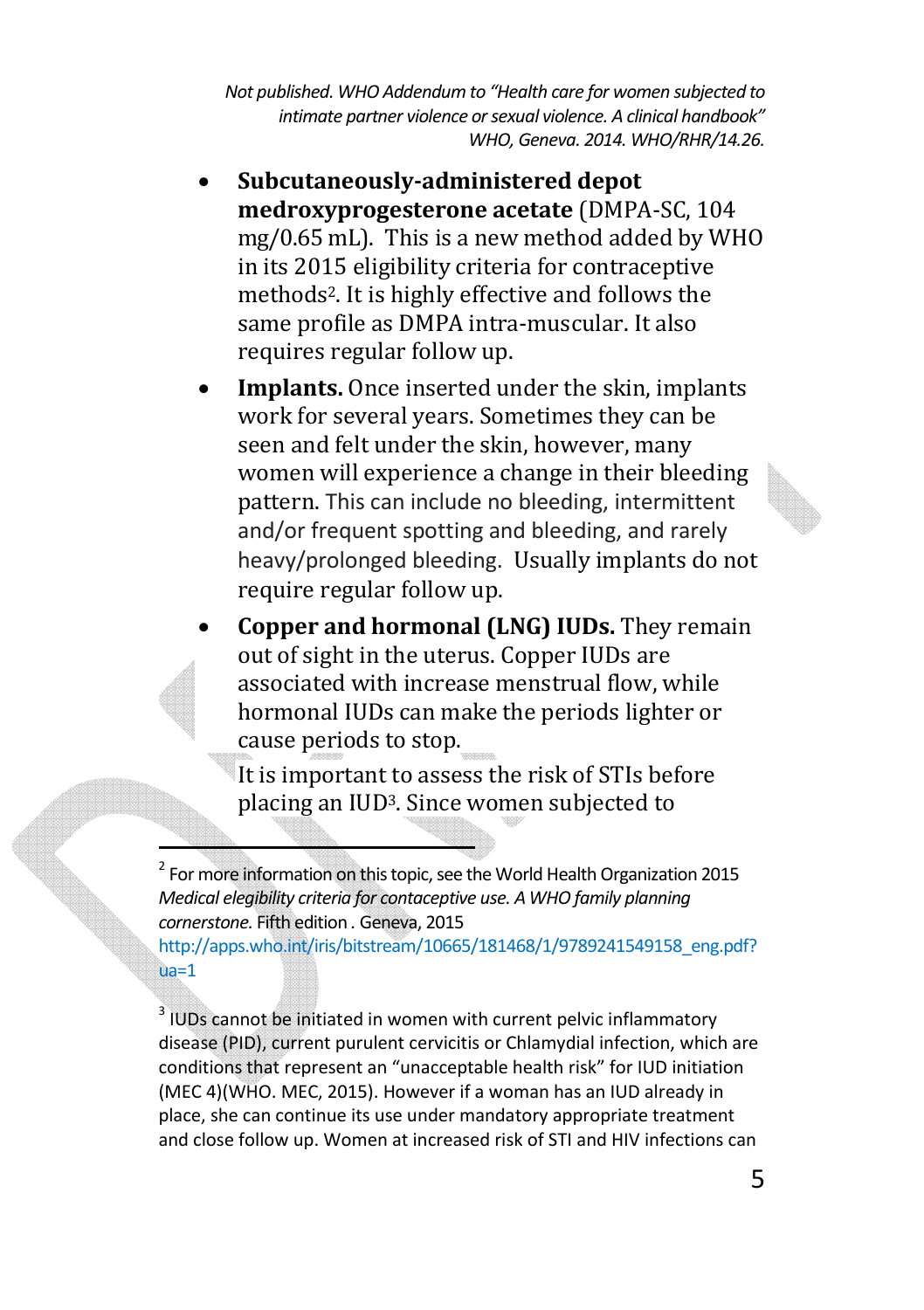- **Subcutaneously-administered depot medroxyprogesterone acetate** (DMPA-SC, 104 mg/0.65 mL). This is a new method added by WHO in its 2015 eligibility criteria for contraceptive methods[2]. It is highly effective and follows the same profile as DMPA intra-muscular. It also requires regular follow up.
- **Implants.** Once inserted under the skin, implants work for several years. Sometimes they can be seen and felt under the skin, however, many women will experience a change in their bleeding pattern. This can include no bleeding, intermittent and/or frequent spotting and bleeding, and rarely heavy/prolonged bleeding. Usually implants do not require regular follow up.
- **Copper and hormonal (LNG) IUDs.** They remain out of sight in the uterus. Copper IUDs are associated with increase menstrual flow, while hormonal IUDs can make the periods lighter or cause periods to stop.

  It is important to assess the risk of STIs before placing an IUD[3]. Since women subjected to

---

[2] For more information on this topic, see the World Health Organization 2015 *Medical elegibility criteria for contaceptive use. A WHO family planning cornerstone.* Fifth edition . Geneva, 2015 http://apps.who.int/iris/bitstream/10665/181468/1/9789241549158_eng.pdf?ua=1

[3] IUDs cannot be initiated in women with current pelvic inflammatory disease (PID), current purulent cervicitis or Chlamydial infection, which are conditions that represent an "unacceptable health risk" for IUD initiation (MEC 4)(WHO. MEC, 2015). However if a woman has an IUD already in place, she can continue its use under mandatory appropriate treatment and close follow up. Women at increased risk of STI and HIV infections can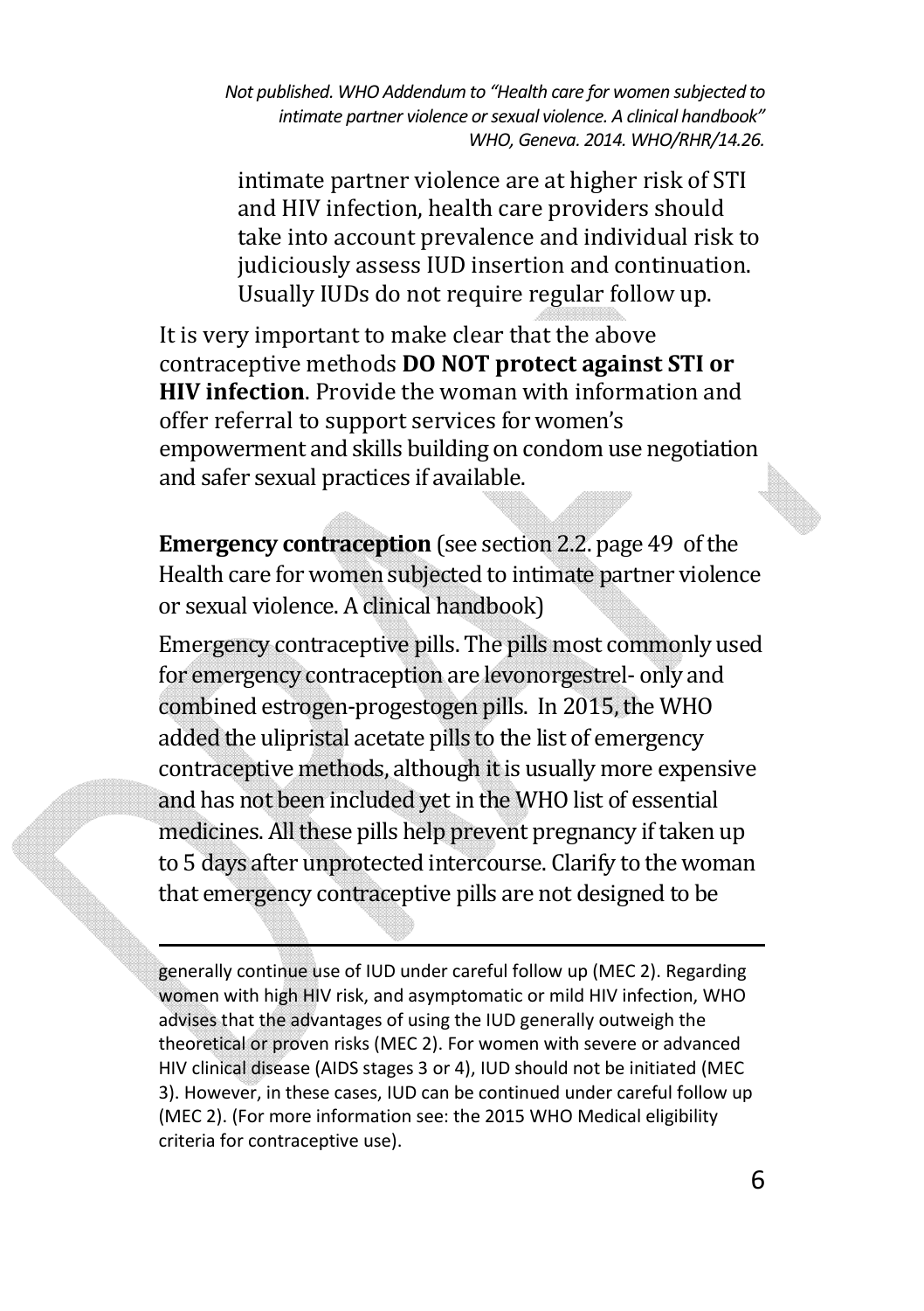intimate partner violence are at higher risk of STI and HIV infection, health care providers should take into account prevalence and individual risk to judiciously assess IUD insertion and continuation. Usually IUDs do not require regular follow up.

It is very important to make clear that the above contraceptive methods **DO NOT protect against STI or HIV infection**. Provide the woman with information and offer referral to support services for women's empowerment and skills building on condom use negotiation and safer sexual practices if available.

**Emergency contraception** (see section 2.2. page 49 of the Health care for women subjected to intimate partner violence or sexual violence. A clinical handbook)

Emergency contraceptive pills. The pills most commonly used for emergency contraception are levonorgestrel- only and combined estrogen-progestogen pills. In 2015, the WHO added the ulipristal acetate pills to the list of emergency contraceptive methods, although it is usually more expensive and has not been included yet in the WHO list of essential medicines. All these pills help prevent pregnancy if taken up to 5 days after unprotected intercourse. Clarify to the woman that emergency contraceptive pills are not designed to be

---

generally continue use of IUD under careful follow up (MEC 2). Regarding women with high HIV risk, and asymptomatic or mild HIV infection, WHO advises that the advantages of using the IUD generally outweigh the theoretical or proven risks (MEC 2). For women with severe or advanced HIV clinical disease (AIDS stages 3 or 4), IUD should not be initiated (MEC 3). However, in these cases, IUD can be continued under careful follow up (MEC 2). (For more information see: the 2015 WHO Medical eligibility criteria for contraceptive use).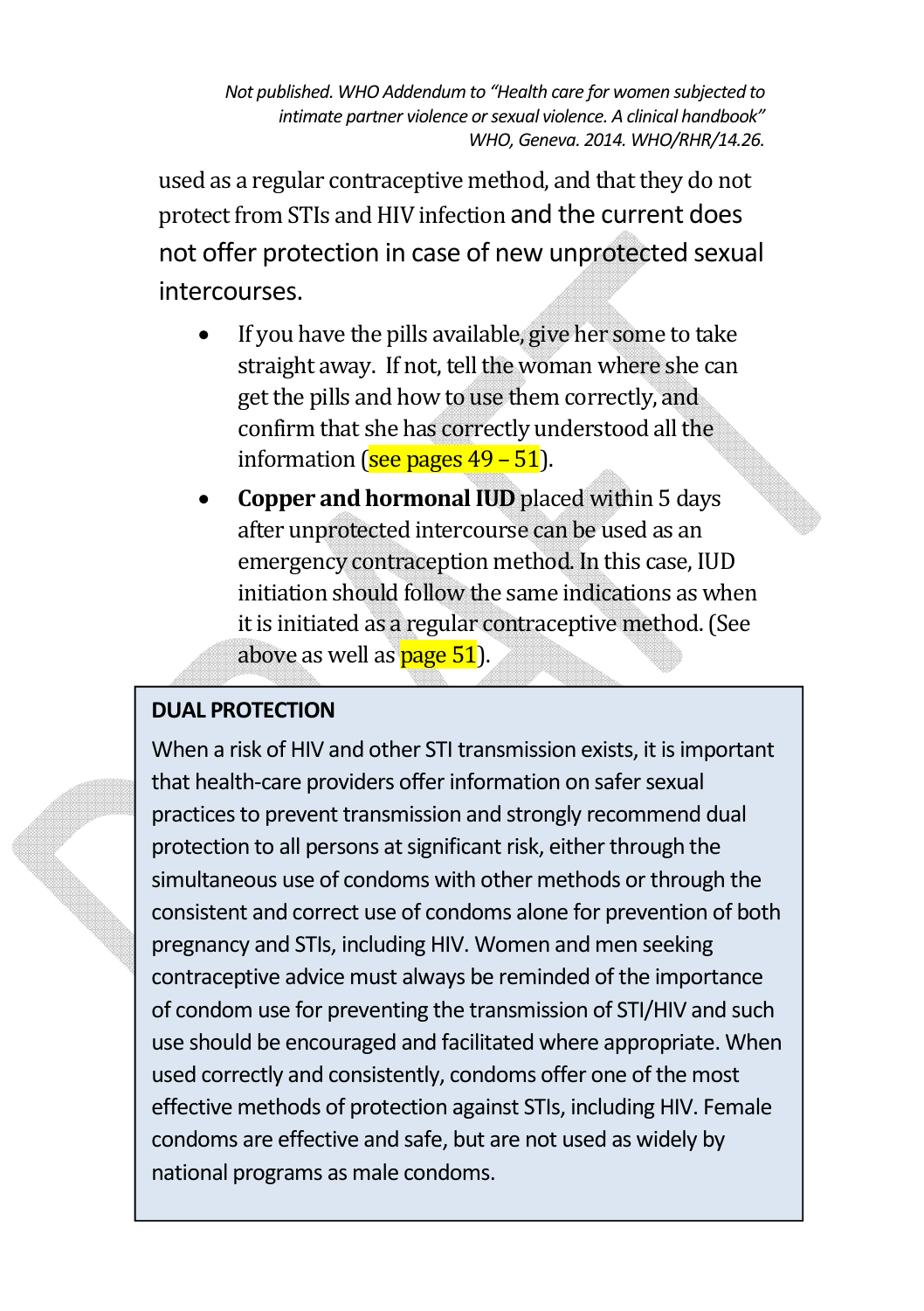used as a regular contraceptive method, and that they do not protect from STIs and HIV infection and the current does not offer protection in case of new unprotected sexual intercourses.

- If you have the pills available, give her some to take straight away. If not, tell the woman where she can get the pills and how to use them correctly, and confirm that she has correctly understood all the information (see pages 49 – 51).
- **Copper and hormonal IUD** placed within 5 days after unprotected intercourse can be used as an emergency contraception method. In this case, IUD initiation should follow the same indications as when it is initiated as a regular contraceptive method. (See above as well as page 51).

**DUAL PROTECTION**

When a risk of HIV and other STI transmission exists, it is important that health-care providers offer information on safer sexual practices to prevent transmission and strongly recommend dual protection to all persons at significant risk, either through the simultaneous use of condoms with other methods or through the consistent and correct use of condoms alone for prevention of both pregnancy and STIs, including HIV. Women and men seeking contraceptive advice must always be reminded of the importance of condom use for preventing the transmission of STI/HIV and such use should be encouraged and facilitated where appropriate. When used correctly and consistently, condoms offer one of the most effective methods of protection against STIs, including HIV. Female condoms are effective and safe, but are not used as widely by national programs as male condoms.